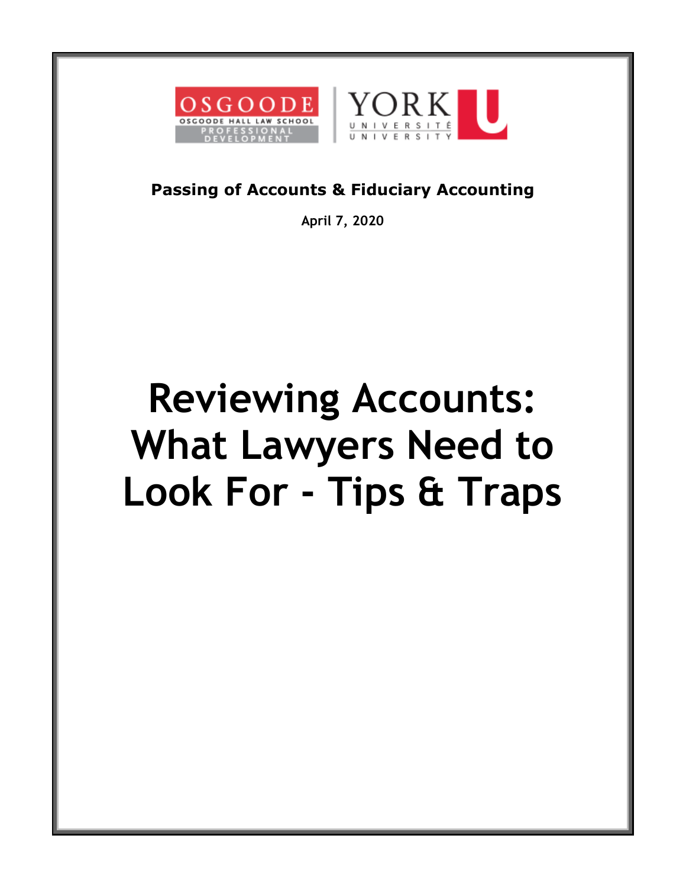OSGOODE
OSGOODE HALL LAW SCHOOL
PROFESSIONAL DEVELOPMENT

YORK U
UNIVERSITÉ
UNIVERSITY

**Passing of Accounts & Fiduciary Accounting**

**April 7, 2020**

# Reviewing Accounts: What Lawyers Need to Look For - Tips & Traps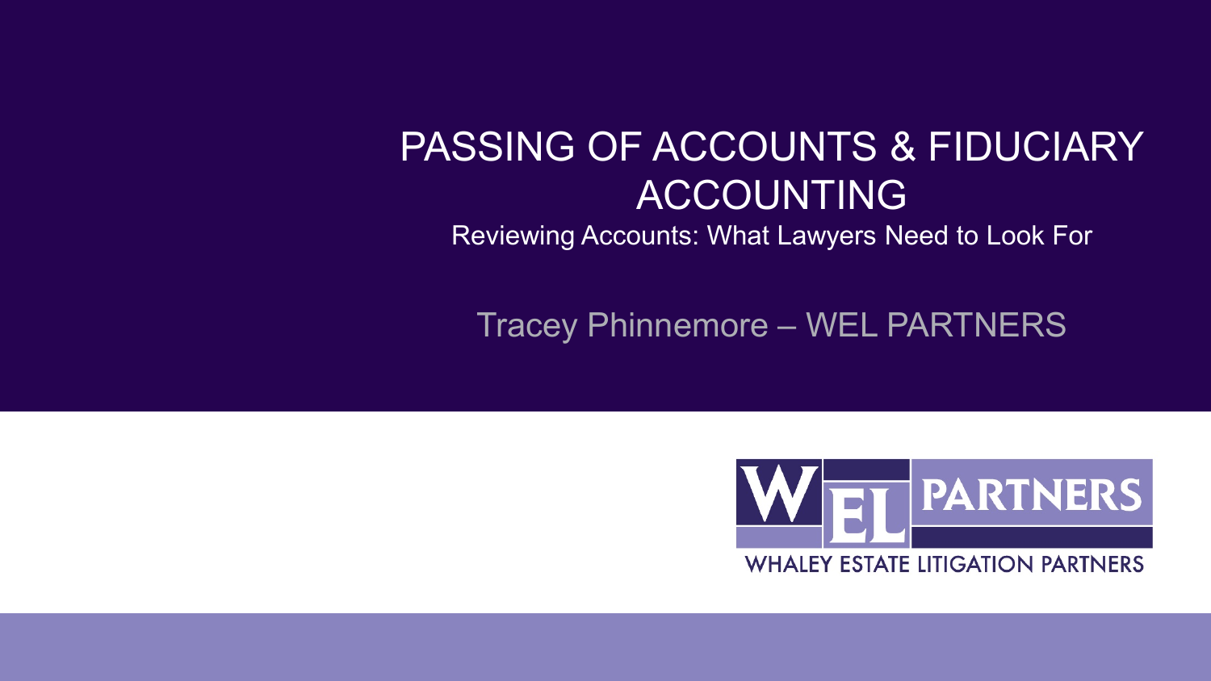# PASSING OF ACCOUNTS & FIDUCIARY ACCOUNTING

## Reviewing Accounts: What Lawyers Need to Look For

Tracey Phinnemore – WEL PARTNERS

WEL PARTNERS

WHALEY ESTATE LITIGATION PARTNERS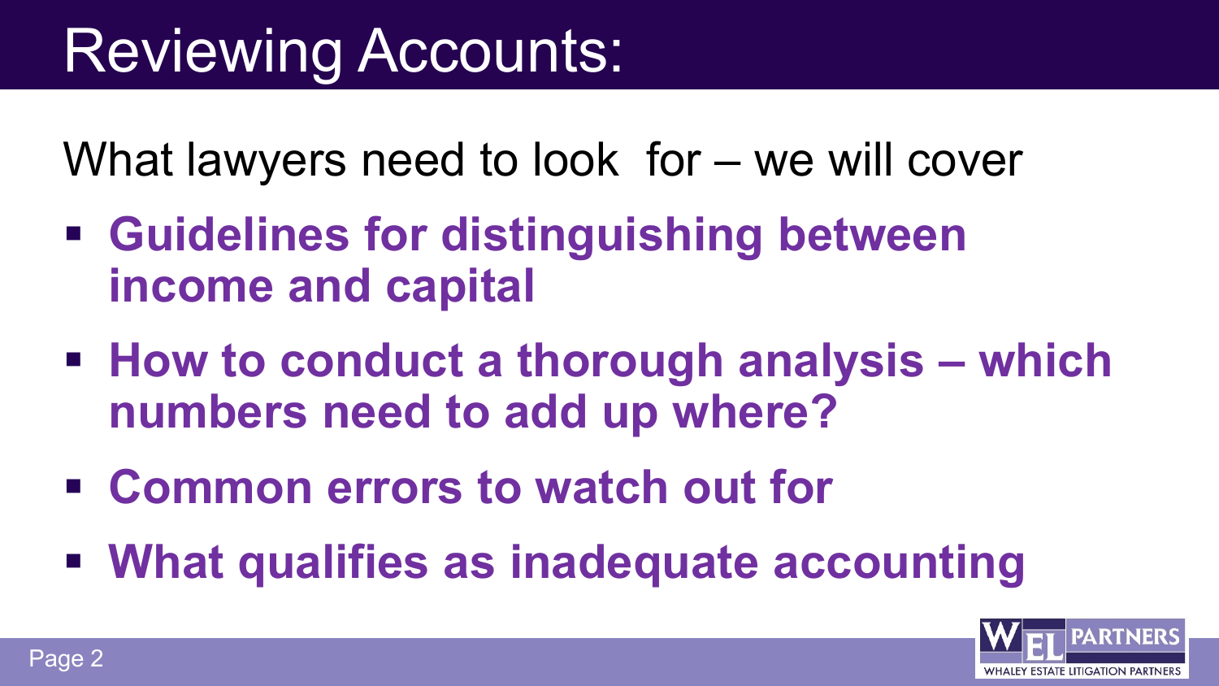# Reviewing Accounts:

What lawyers need to look for – we will cover

- **Guidelines for distinguishing between income and capital**
- **How to conduct a thorough analysis – which numbers need to add up where?**
- **Common errors to watch out for**
- **What qualifies as inadequate accounting**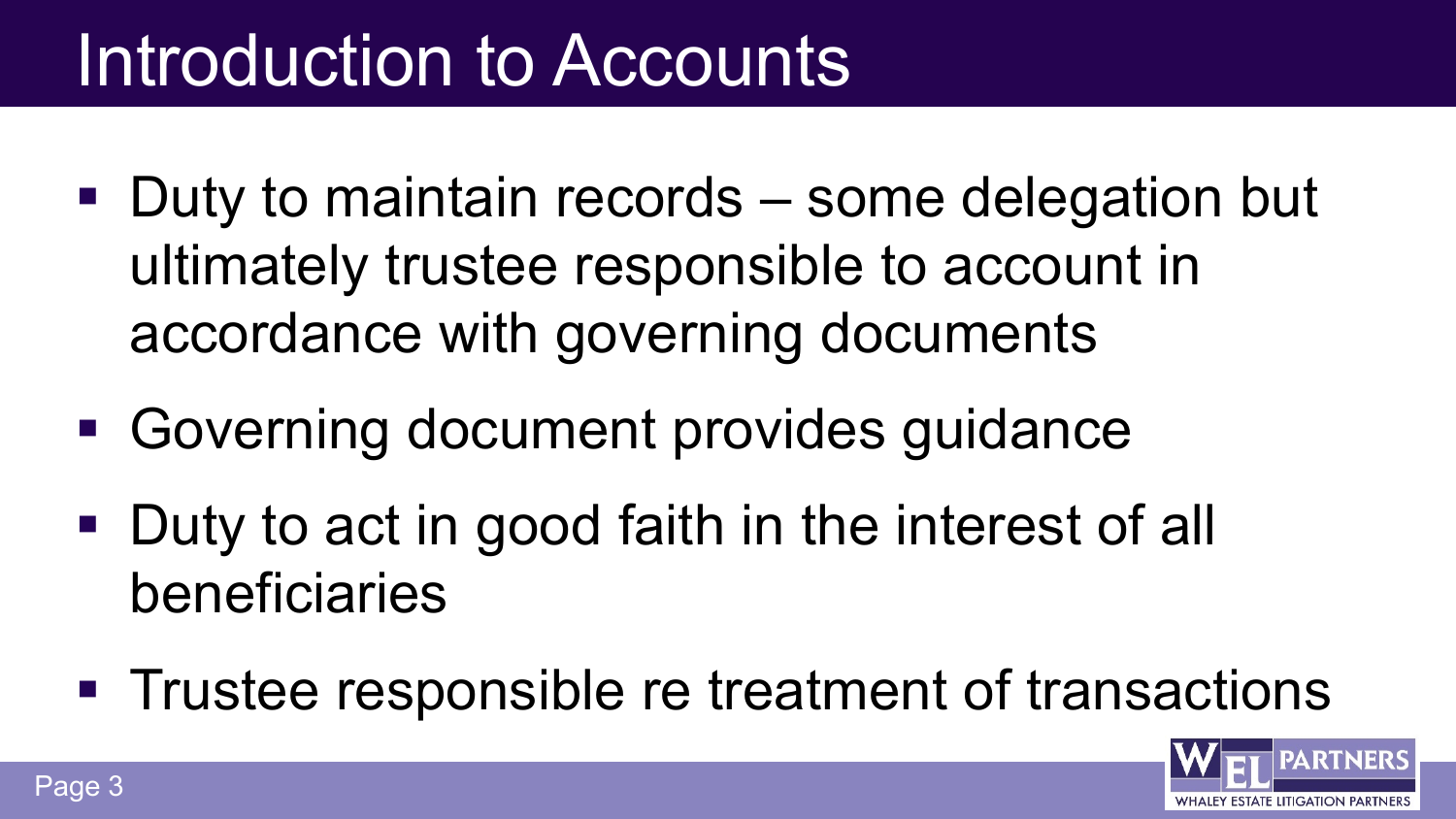# Introduction to Accounts

- Duty to maintain records – some delegation but ultimately trustee responsible to account in accordance with governing documents
- Governing document provides guidance
- Duty to act in good faith in the interest of all beneficiaries
- Trustee responsible re treatment of transactions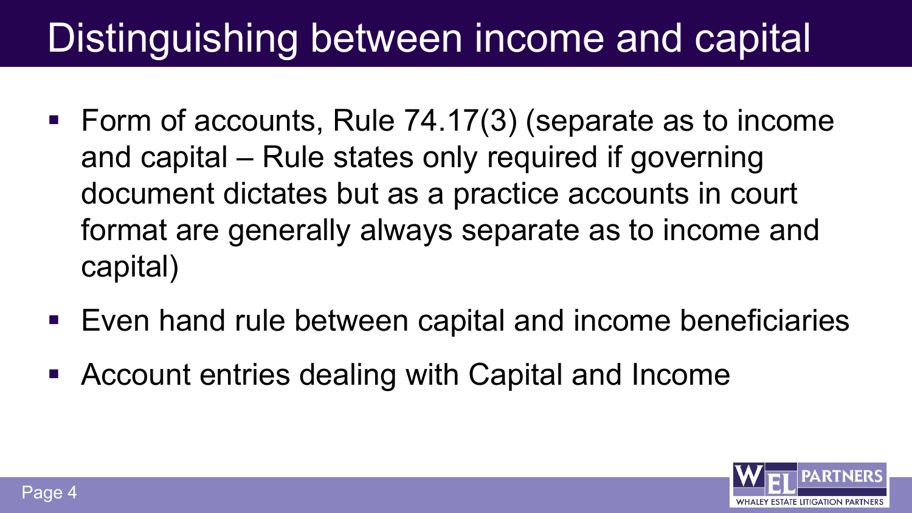# Distinguishing between income and capital

- Form of accounts, Rule 74.17(3) (separate as to income and capital – Rule states only required if governing document dictates but as a practice accounts in court format are generally always separate as to income and capital)
- Even hand rule between capital and income beneficiaries
- Account entries dealing with Capital and Income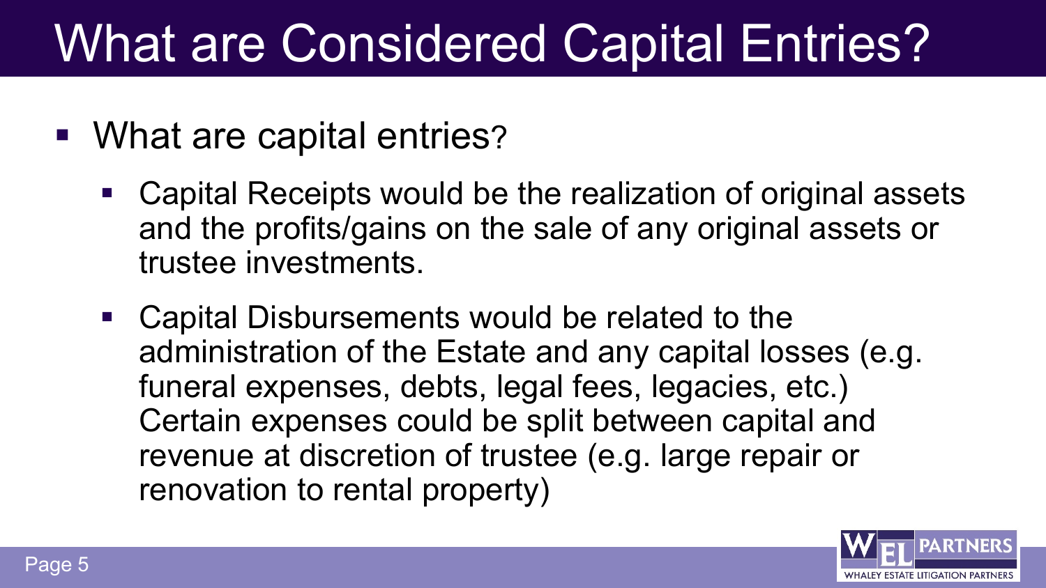# What are Considered Capital Entries?

- What are capital entries?
  - Capital Receipts would be the realization of original assets and the profits/gains on the sale of any original assets or trustee investments.
  - Capital Disbursements would be related to the administration of the Estate and any capital losses (e.g. funeral expenses, debts, legal fees, legacies, etc.) Certain expenses could be split between capital and revenue at discretion of trustee (e.g. large repair or renovation to rental property)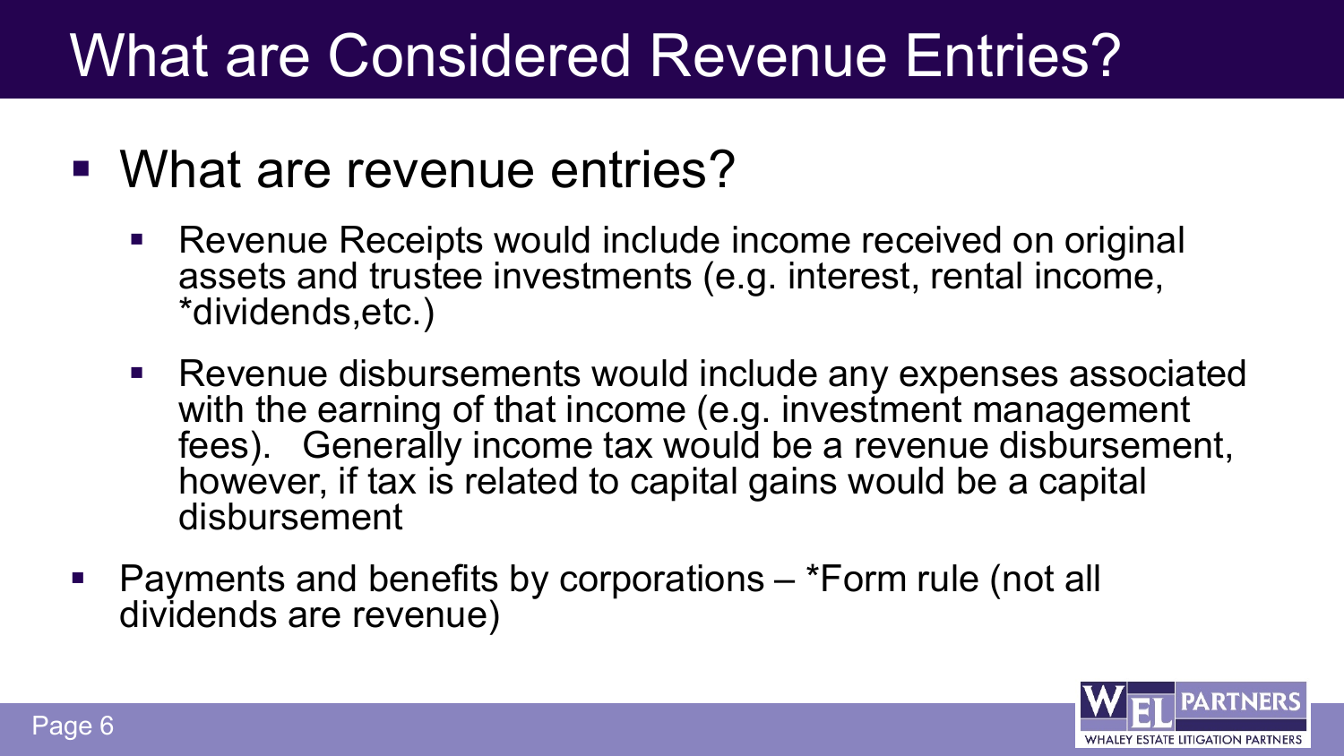# What are Considered Revenue Entries?

- What are revenue entries?
  - Revenue Receipts would include income received on original assets and trustee investments (e.g. interest, rental income, *dividends,etc.)
  - Revenue disbursements would include any expenses associated with the earning of that income (e.g. investment management fees). Generally income tax would be a revenue disbursement, however, if tax is related to capital gains would be a capital disbursement
- Payments and benefits by corporations – *Form rule (not all dividends are revenue)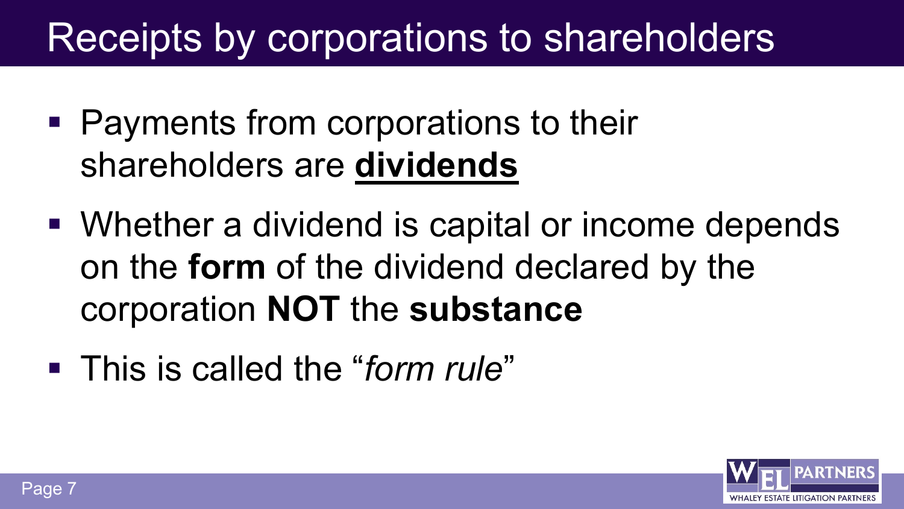# Receipts by corporations to shareholders

- Payments from corporations to their shareholders are **dividends**
- Whether a dividend is capital or income depends on the **form** of the dividend declared by the corporation **NOT** the **substance**
- This is called the "*form rule*"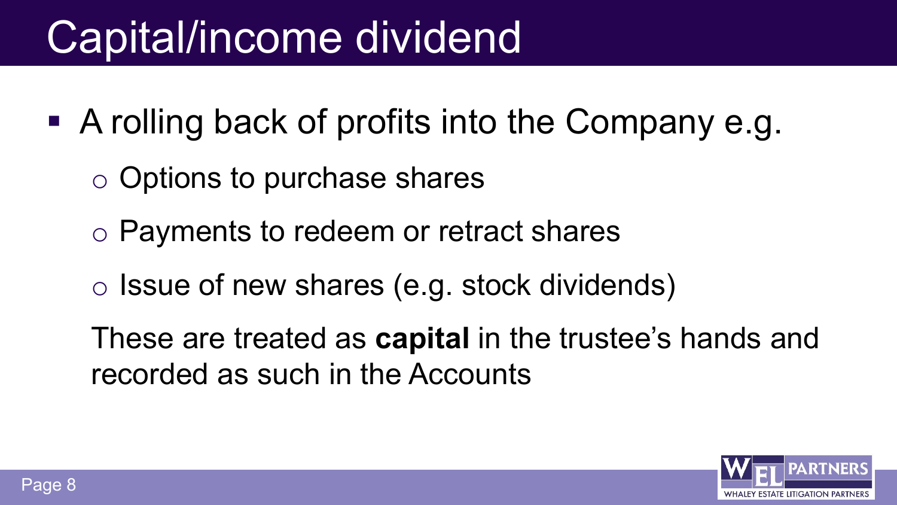# Capital/income dividend

- A rolling back of profits into the Company e.g.
  - Options to purchase shares
  - Payments to redeem or retract shares
  - Issue of new shares (e.g. stock dividends)

  These are treated as **capital** in the trustee's hands and recorded as such in the Accounts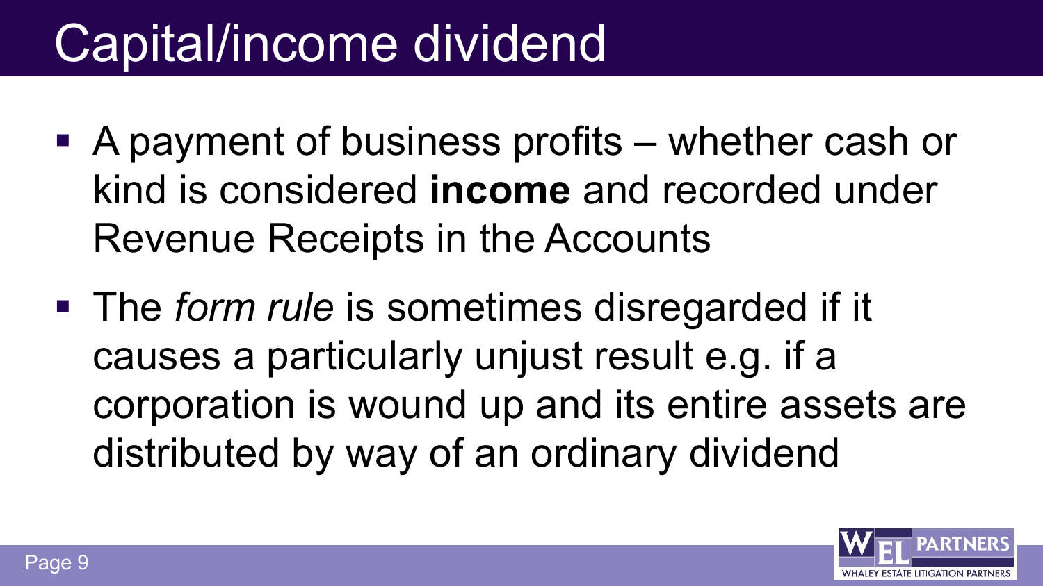# Capital/income dividend

- A payment of business profits – whether cash or kind is considered **income** and recorded under Revenue Receipts in the Accounts
- The *form rule* is sometimes disregarded if it causes a particularly unjust result e.g. if a corporation is wound up and its entire assets are distributed by way of an ordinary dividend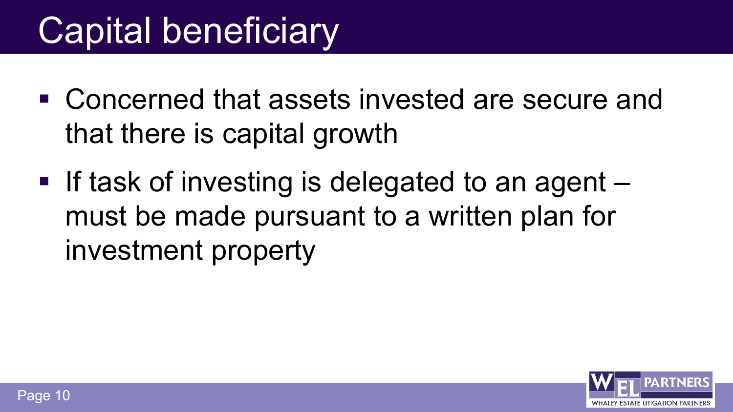# Capital beneficiary

- Concerned that assets invested are secure and that there is capital growth
- If task of investing is delegated to an agent – must be made pursuant to a written plan for investment property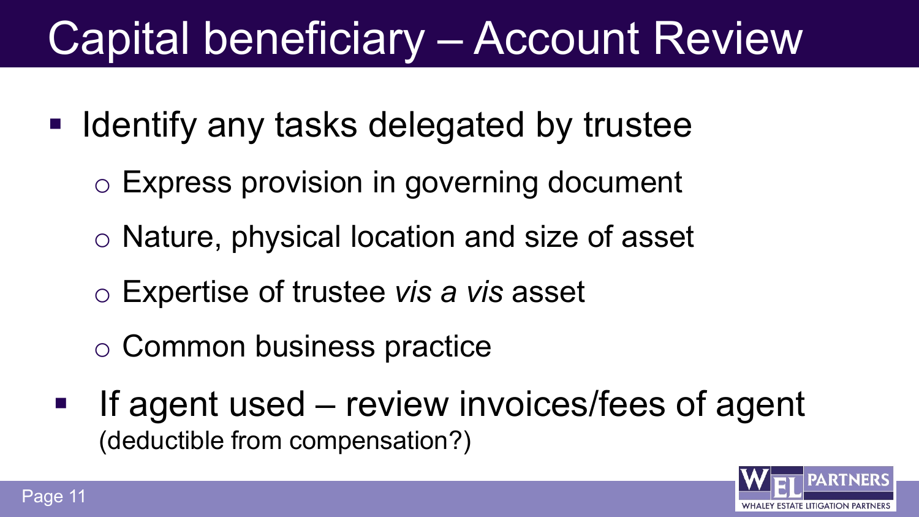# Capital beneficiary – Account Review

- Identify any tasks delegated by trustee
  - Express provision in governing document
  - Nature, physical location and size of asset
  - Expertise of trustee *vis a vis* asset
  - Common business practice
- If agent used – review invoices/fees of agent (deductible from compensation?)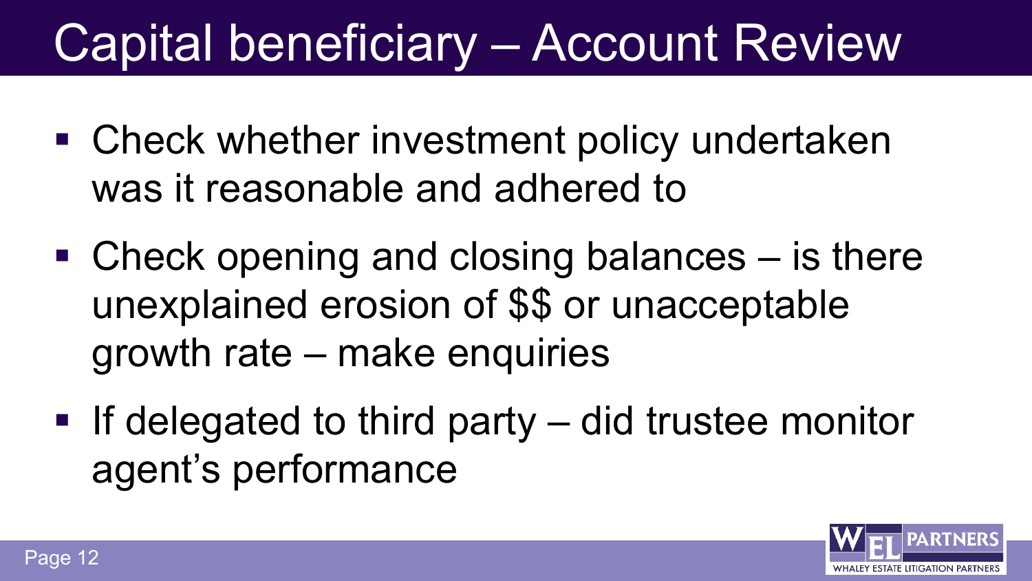# Capital beneficiary – Account Review

- Check whether investment policy undertaken was it reasonable and adhered to
- Check opening and closing balances – is there unexplained erosion of $$ or unacceptable growth rate – make enquiries
- If delegated to third party – did trustee monitor agent's performance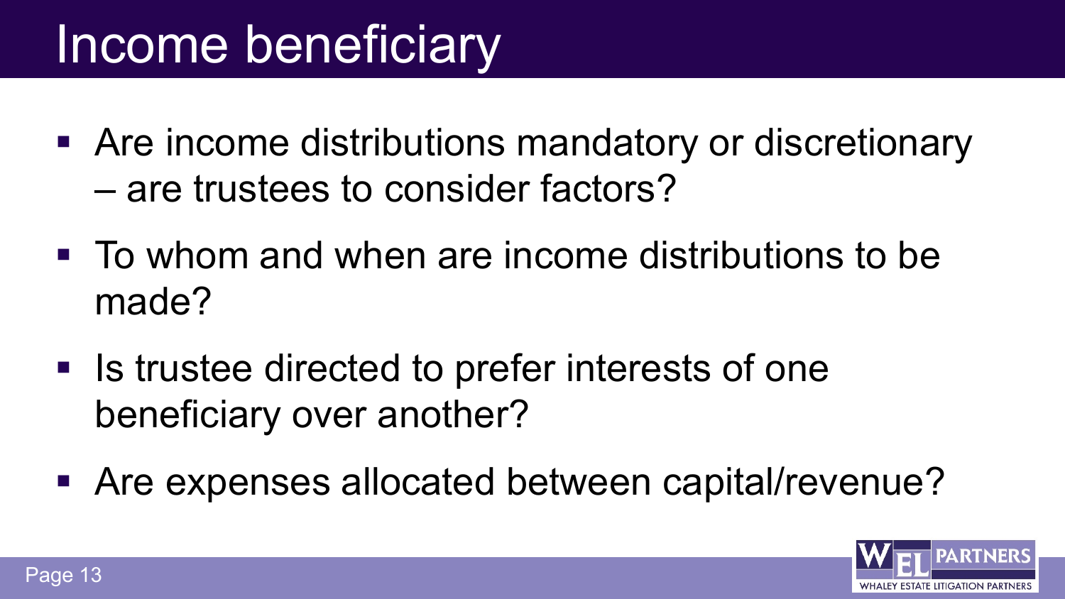# Income beneficiary

- Are income distributions mandatory or discretionary – are trustees to consider factors?
- To whom and when are income distributions to be made?
- Is trustee directed to prefer interests of one beneficiary over another?
- Are expenses allocated between capital/revenue?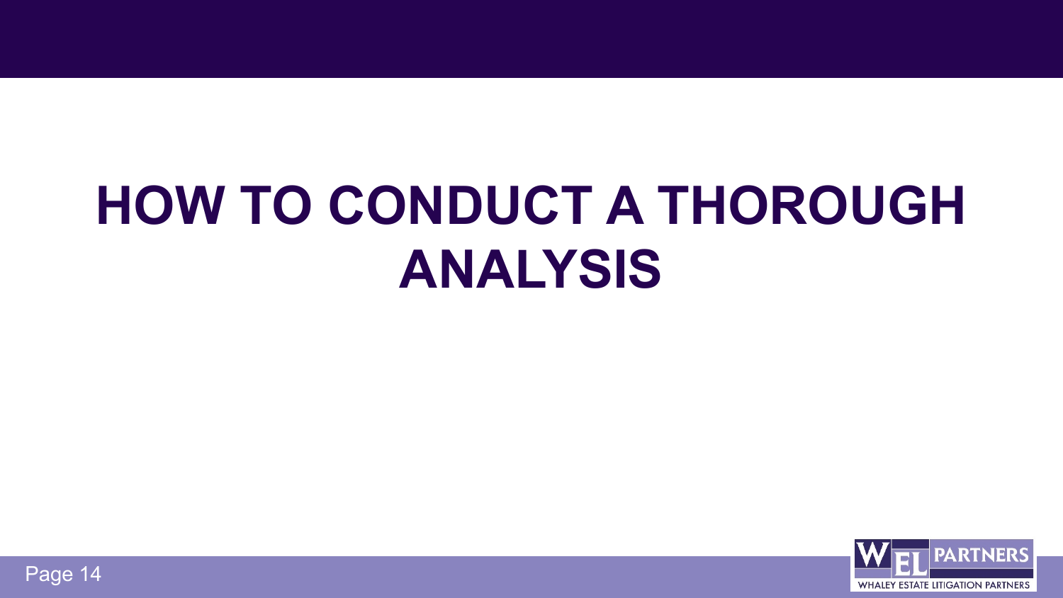# HOW TO CONDUCT A THOROUGH ANALYSIS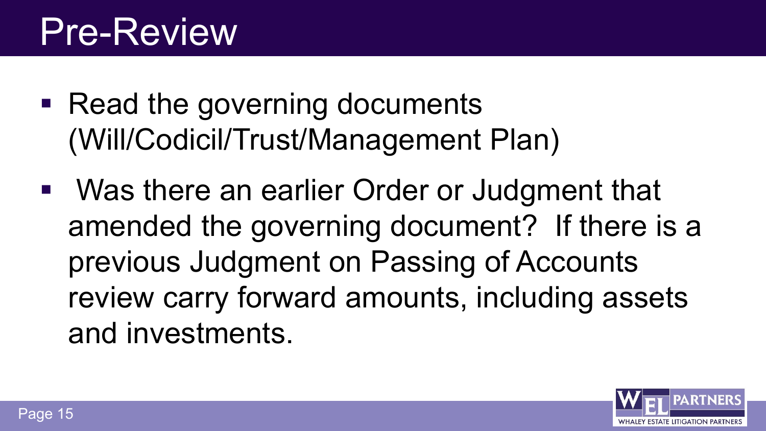# Pre-Review

- Read the governing documents (Will/Codicil/Trust/Management Plan)
- Was there an earlier Order or Judgment that amended the governing document? If there is a previous Judgment on Passing of Accounts review carry forward amounts, including assets and investments.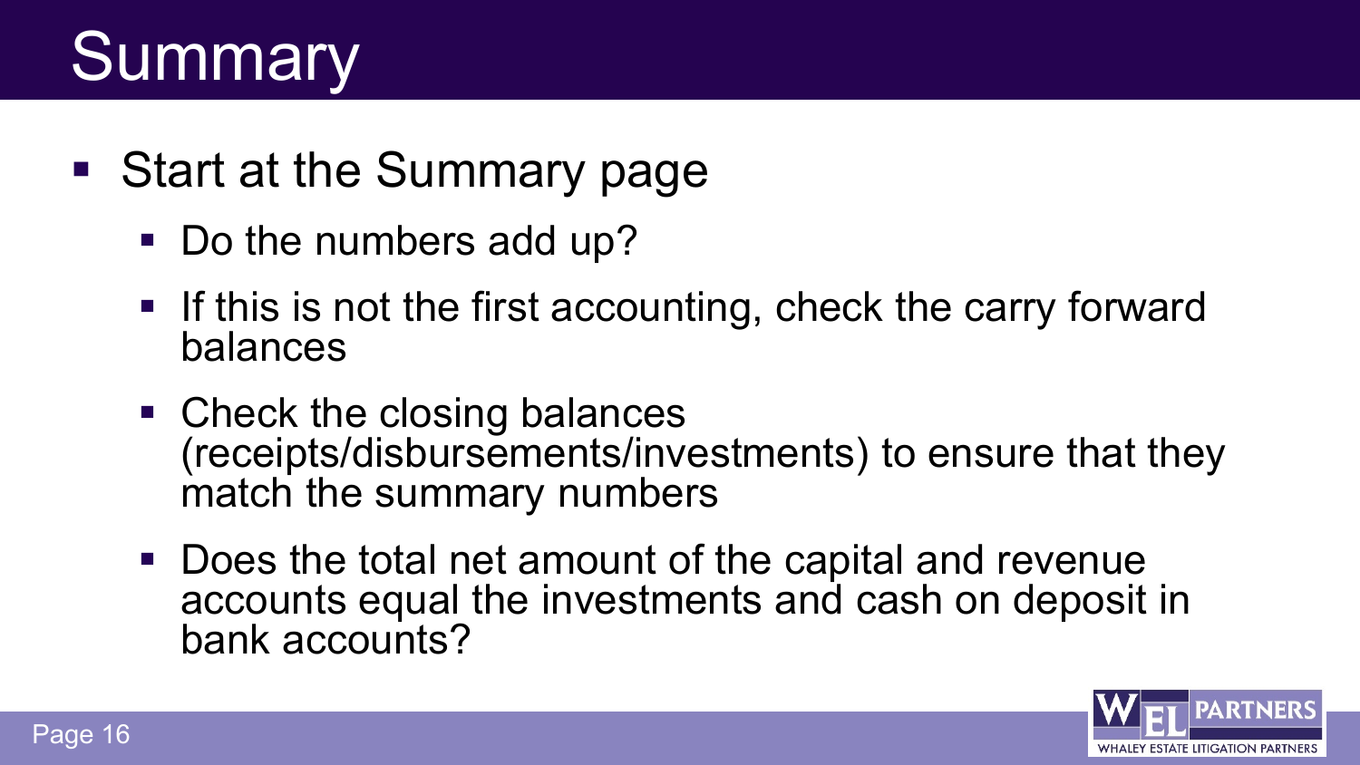# Summary

- Start at the Summary page
  - Do the numbers add up?
  - If this is not the first accounting, check the carry forward balances
  - Check the closing balances (receipts/disbursements/investments) to ensure that they match the summary numbers
  - Does the total net amount of the capital and revenue accounts equal the investments and cash on deposit in bank accounts?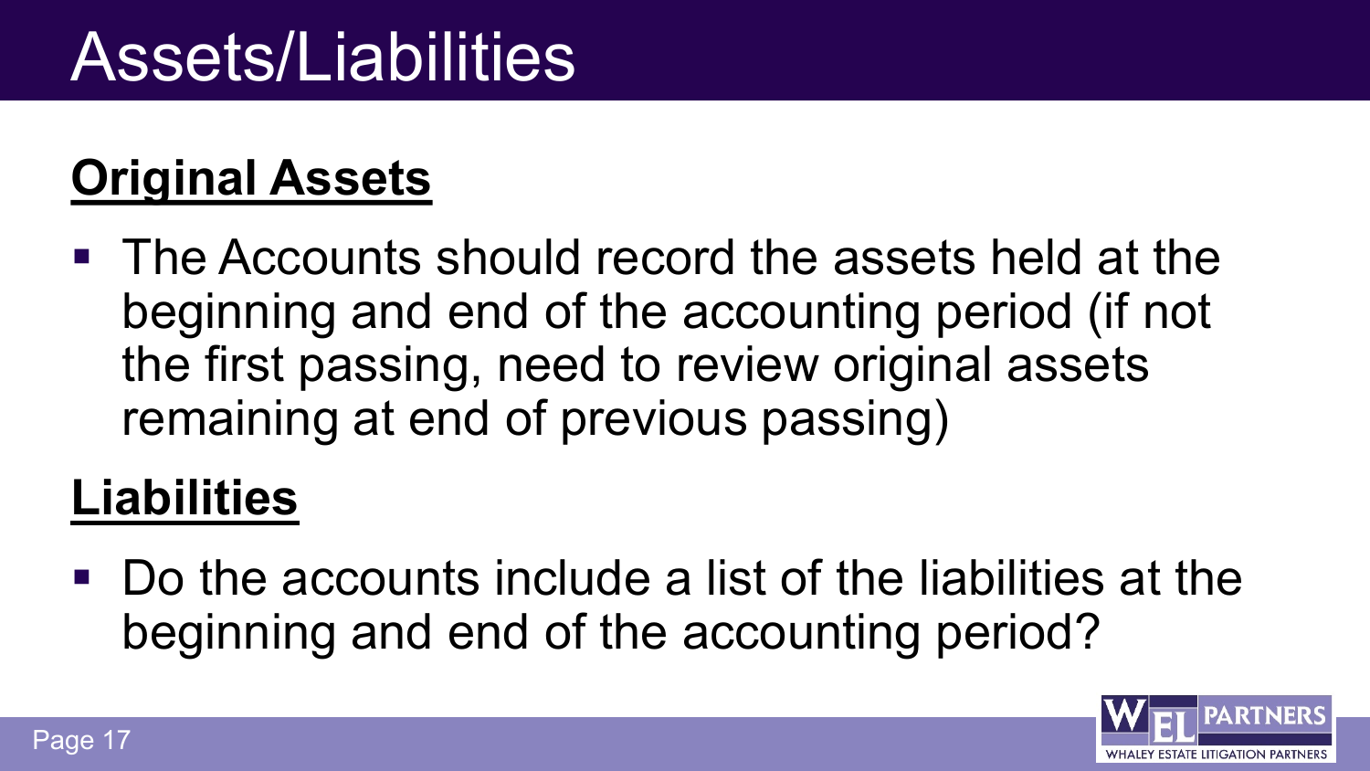# Assets/Liabilities

## Original Assets

- The Accounts should record the assets held at the beginning and end of the accounting period (if not the first passing, need to review original assets remaining at end of previous passing)

## Liabilities

- Do the accounts include a list of the liabilities at the beginning and end of the accounting period?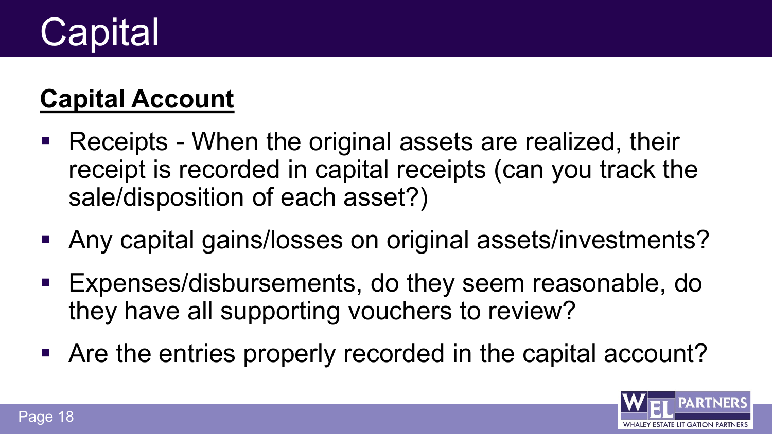# Capital

## Capital Account

- Receipts - When the original assets are realized, their receipt is recorded in capital receipts (can you track the sale/disposition of each asset?)
- Any capital gains/losses on original assets/investments?
- Expenses/disbursements, do they seem reasonable, do they have all supporting vouchers to review?
- Are the entries properly recorded in the capital account?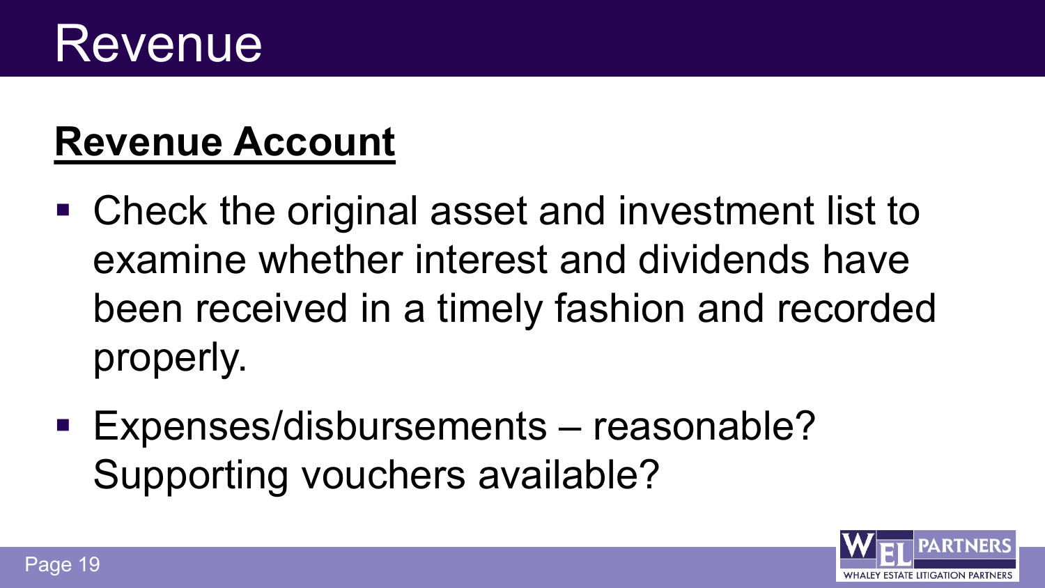# Revenue

## Revenue Account

- Check the original asset and investment list to examine whether interest and dividends have been received in a timely fashion and recorded properly.
- Expenses/disbursements – reasonable? Supporting vouchers available?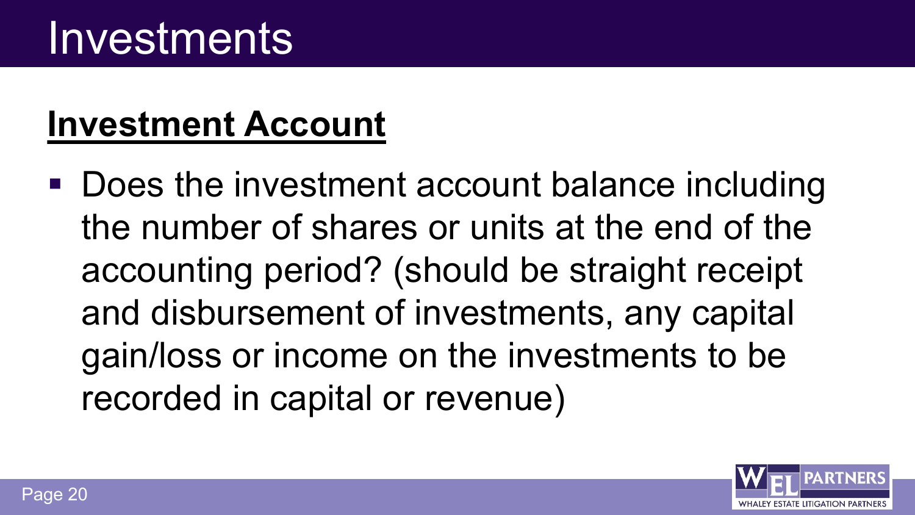# Investments

## Investment Account

- Does the investment account balance including the number of shares or units at the end of the accounting period? (should be straight receipt and disbursement of investments, any capital gain/loss or income on the investments to be recorded in capital or revenue)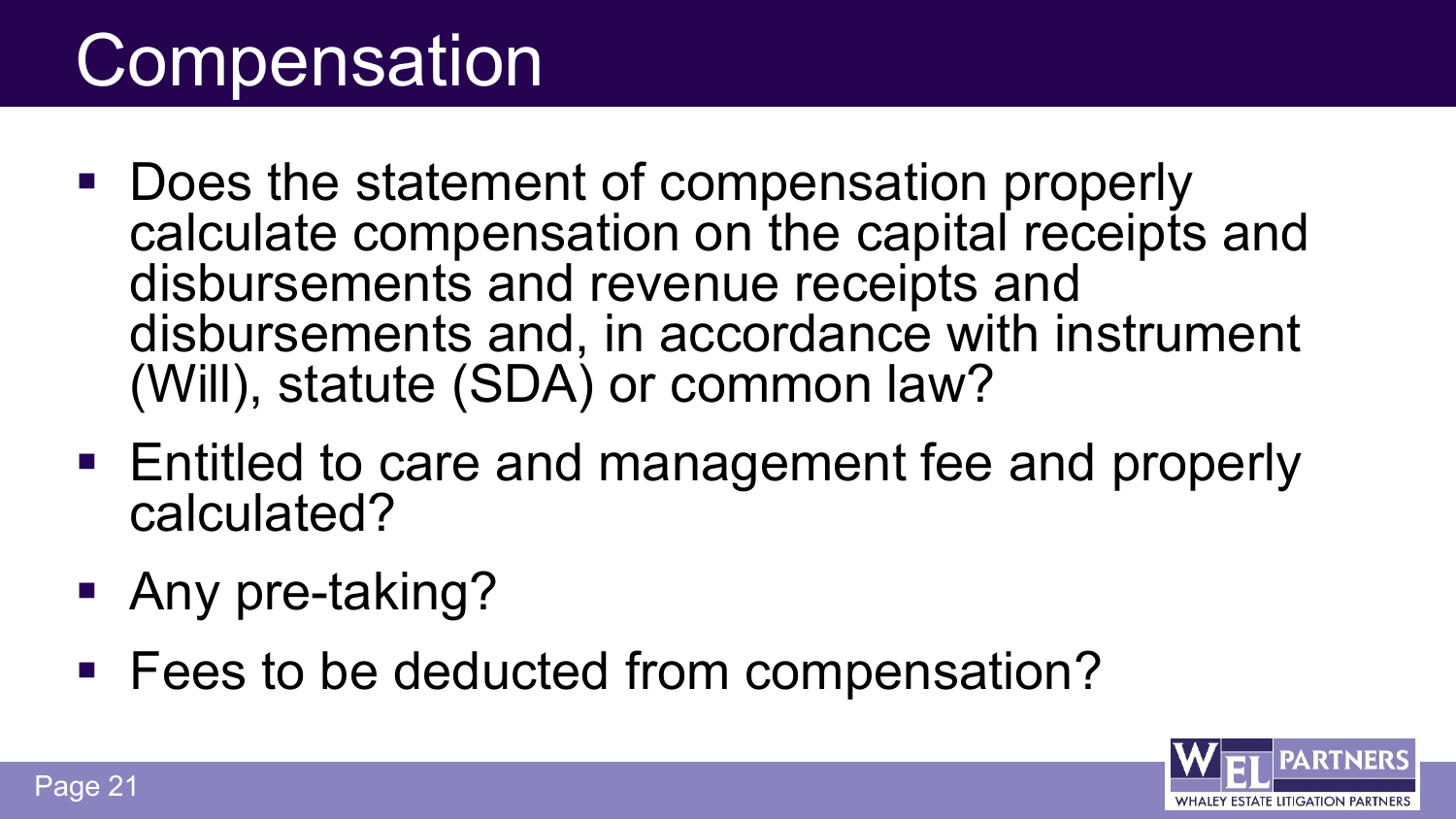# Compensation

- Does the statement of compensation properly calculate compensation on the capital receipts and disbursements and revenue receipts and disbursements and, in accordance with instrument (Will), statute (SDA) or common law?
- Entitled to care and management fee and properly calculated?
- Any pre-taking?
- Fees to be deducted from compensation?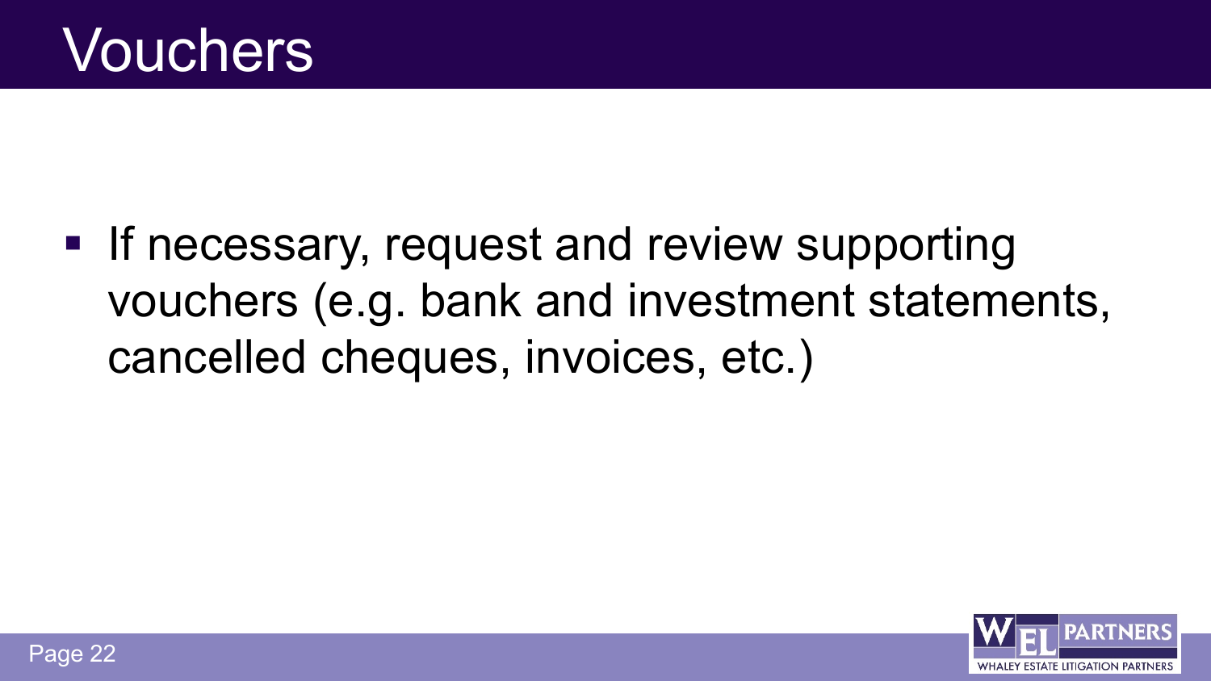# Vouchers

- If necessary, request and review supporting vouchers (e.g. bank and investment statements, cancelled cheques, invoices, etc.)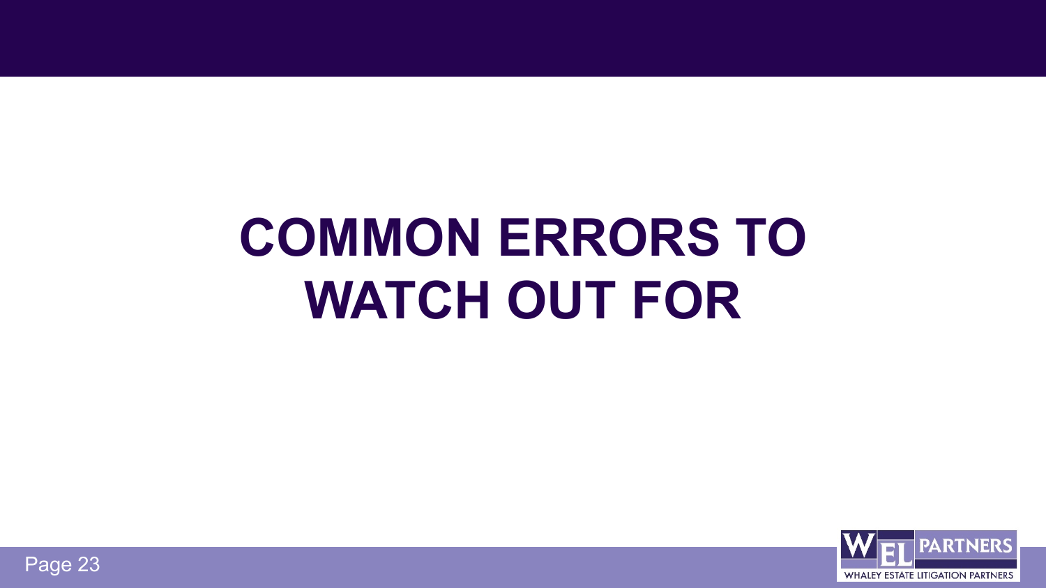# COMMON ERRORS TO WATCH OUT FOR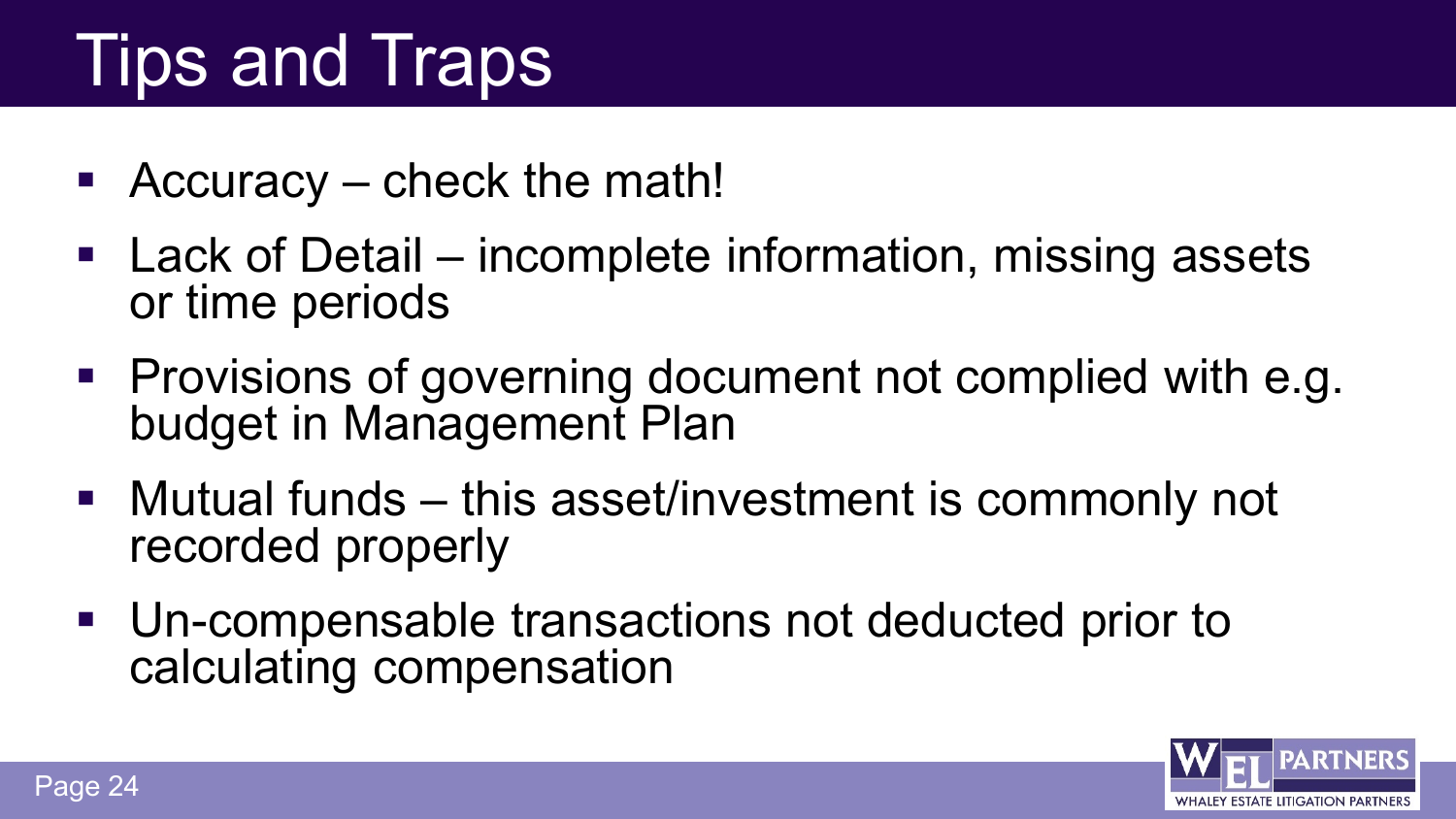# Tips and Traps

- Accuracy – check the math!
- Lack of Detail – incomplete information, missing assets or time periods
- Provisions of governing document not complied with e.g. budget in Management Plan
- Mutual funds – this asset/investment is commonly not recorded properly
- Un-compensable transactions not deducted prior to calculating compensation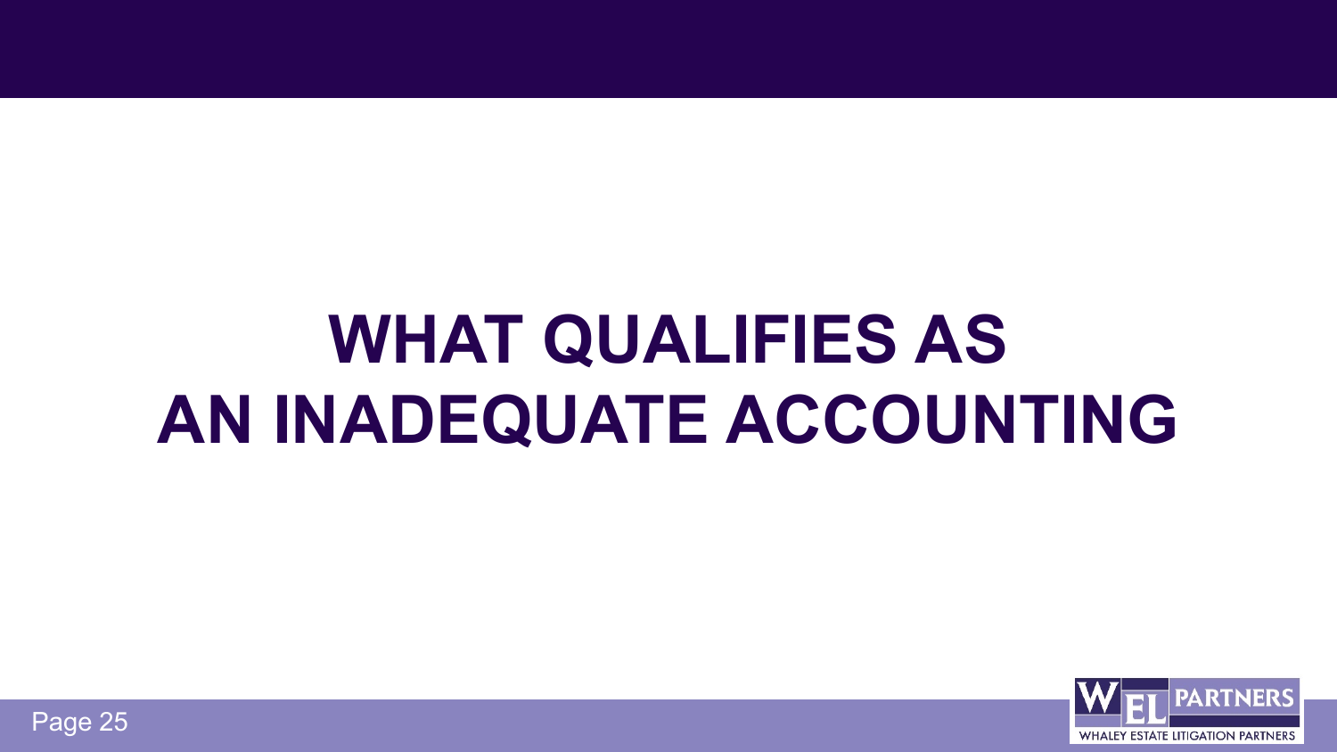# WHAT QUALIFIES AS AN INADEQUATE ACCOUNTING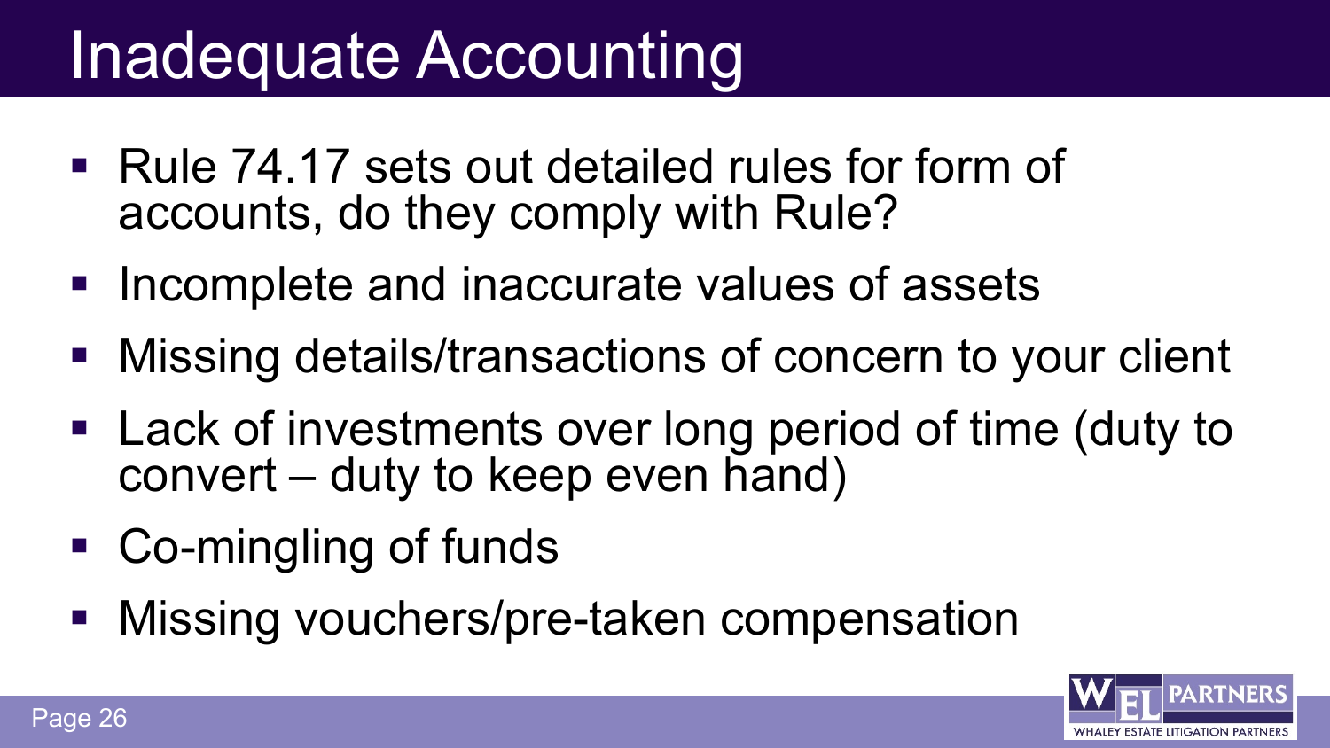# Inadequate Accounting

- Rule 74.17 sets out detailed rules for form of accounts, do they comply with Rule?
- Incomplete and inaccurate values of assets
- Missing details/transactions of concern to your client
- Lack of investments over long period of time (duty to convert – duty to keep even hand)
- Co-mingling of funds
- Missing vouchers/pre-taken compensation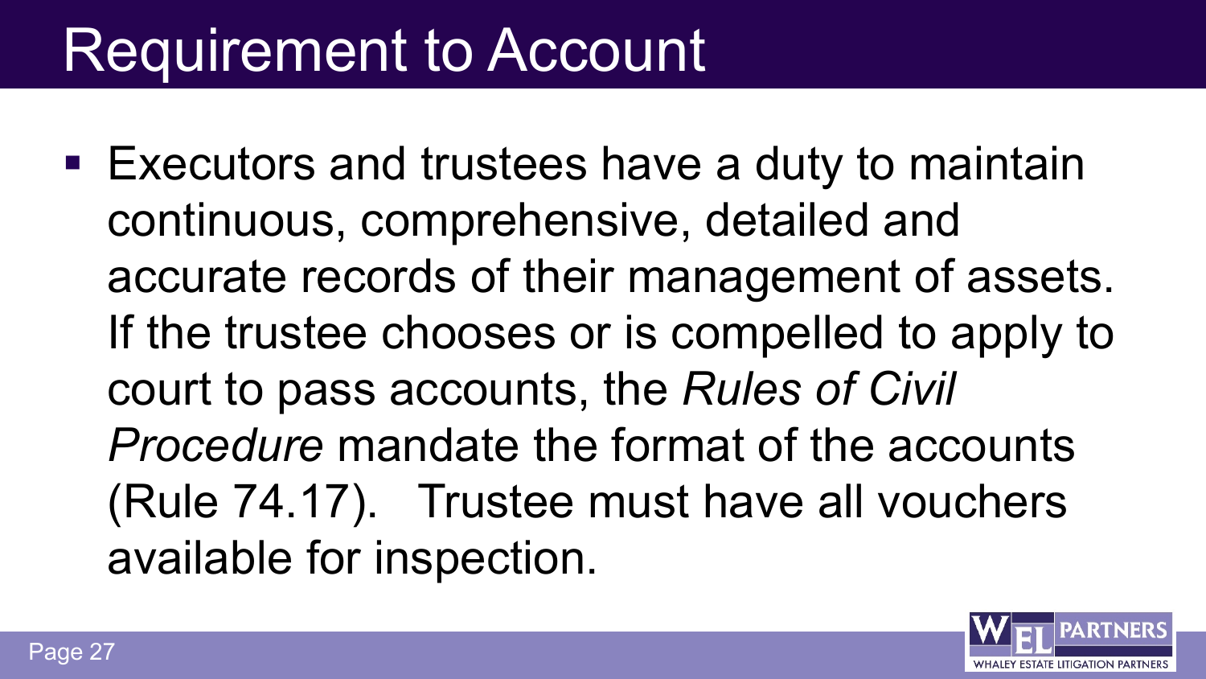# Requirement to Account

- Executors and trustees have a duty to maintain continuous, comprehensive, detailed and accurate records of their management of assets. If the trustee chooses or is compelled to apply to court to pass accounts, the *Rules of Civil Procedure* mandate the format of the accounts (Rule 74.17). Trustee must have all vouchers available for inspection.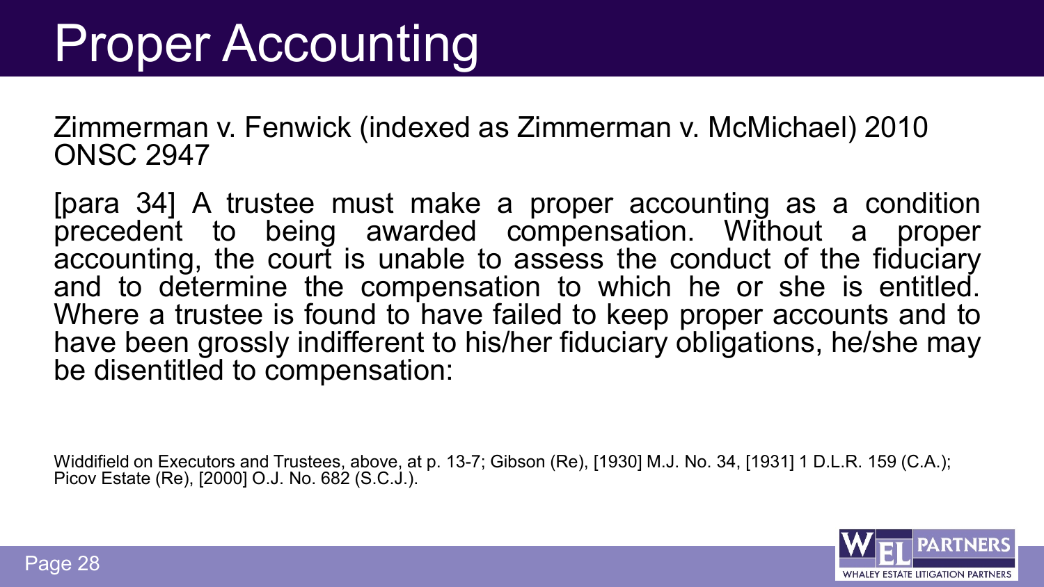# Proper Accounting

Zimmerman v. Fenwick (indexed as Zimmerman v. McMichael) 2010 ONSC 2947

[para 34] A trustee must make a proper accounting as a condition precedent to being awarded compensation. Without a proper accounting, the court is unable to assess the conduct of the fiduciary and to determine the compensation to which he or she is entitled. Where a trustee is found to have failed to keep proper accounts and to have been grossly indifferent to his/her fiduciary obligations, he/she may be disentitled to compensation:

Widdifield on Executors and Trustees, above, at p. 13-7; Gibson (Re), [1930] M.J. No. 34, [1931] 1 D.L.R. 159 (C.A.); Picov Estate (Re), [2000] O.J. No. 682 (S.C.J.).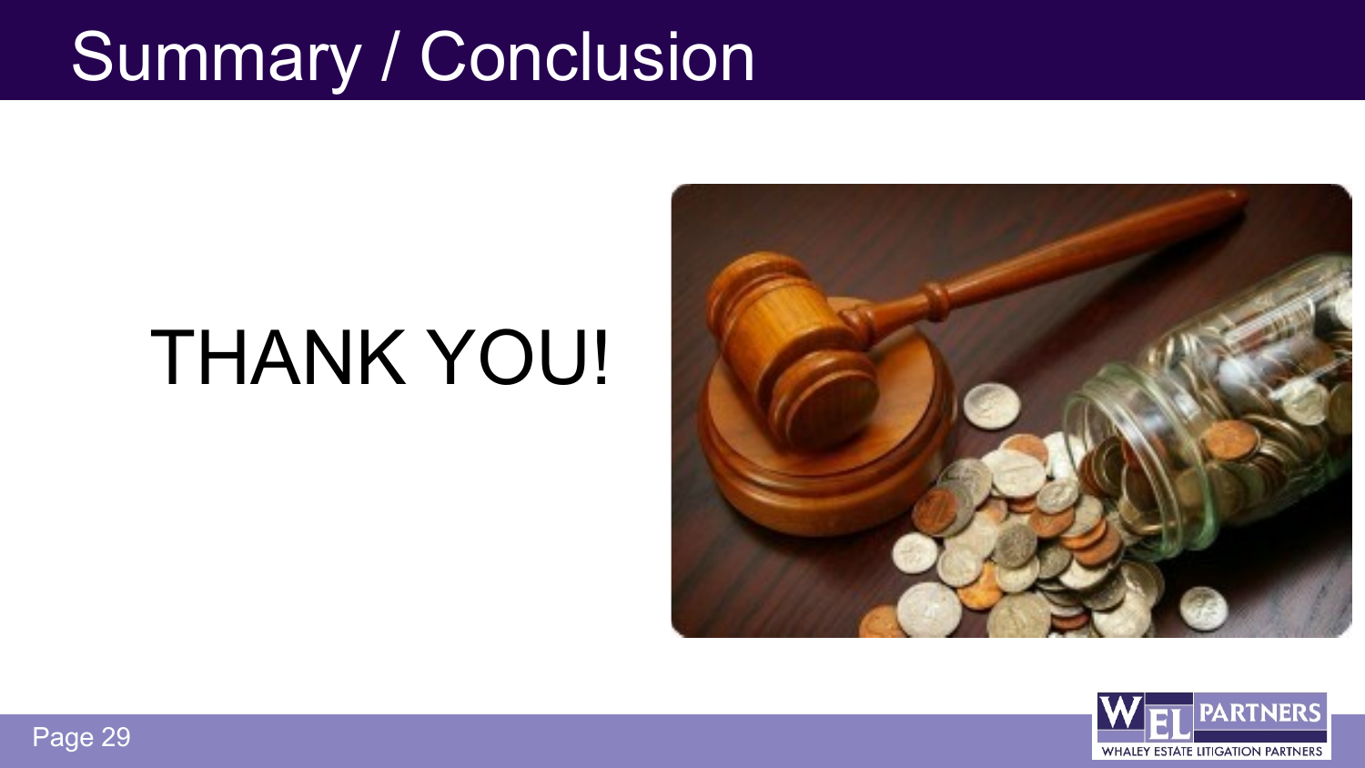# Summary / Conclusion

THANK YOU!